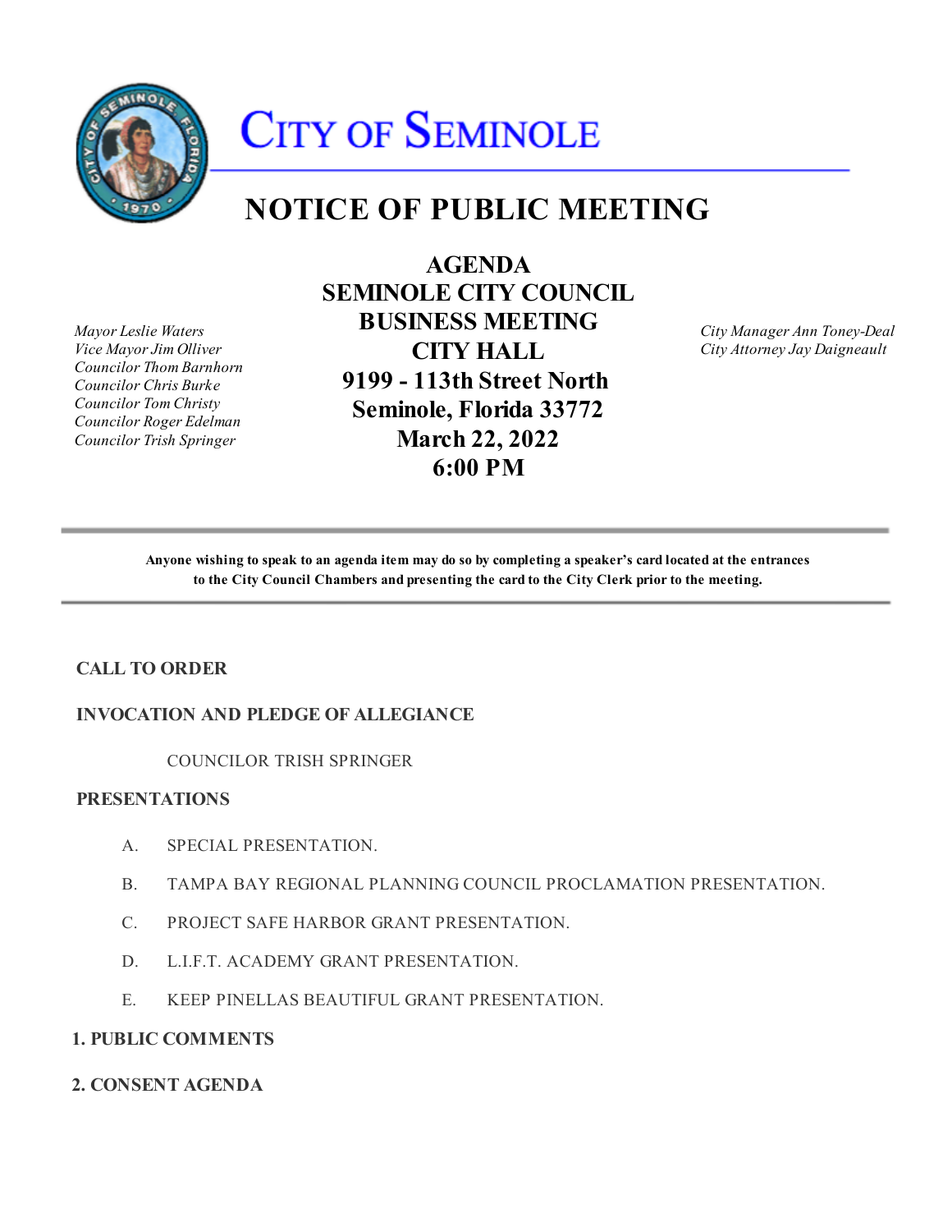# CITY OF SEMINOLE

# NOTICE OF PUBLIC MEETING

## AGENDA
## SEMINOLE CITY COUNCIL
## BUSINESS MEETING
## CITY HALL
## 9199 - 113th Street North
## Seminole, Florida 33772
## March 22, 2022
## 6:00 PM

*Mayor Leslie Waters*
*Vice Mayor Jim Olliver*
*Councilor Thom Barnhorn*
*Councilor Chris Burke*
*Councilor Tom Christy*
*Councilor Roger Edelman*
*Councilor Trish Springer*

*City Manager Ann Toney-Deal*
*City Attorney Jay Daigneault*

---

**Anyone wishing to speak to an agenda item may do so by completing a speaker's card located at the entrances to the City Council Chambers and presenting the card to the City Clerk prior to the meeting.**

---

**CALL TO ORDER**

**INVOCATION AND PLEDGE OF ALLEGIANCE**

COUNCILOR TRISH SPRINGER

**PRESENTATIONS**

A. SPECIAL PRESENTATION.

B. TAMPA BAY REGIONAL PLANNING COUNCIL PROCLAMATION PRESENTATION.

C. PROJECT SAFE HARBOR GRANT PRESENTATION.

D. L.I.F.T. ACADEMY GRANT PRESENTATION.

E. KEEP PINELLAS BEAUTIFUL GRANT PRESENTATION.

**1. PUBLIC COMMENTS**

**2. CONSENT AGENDA**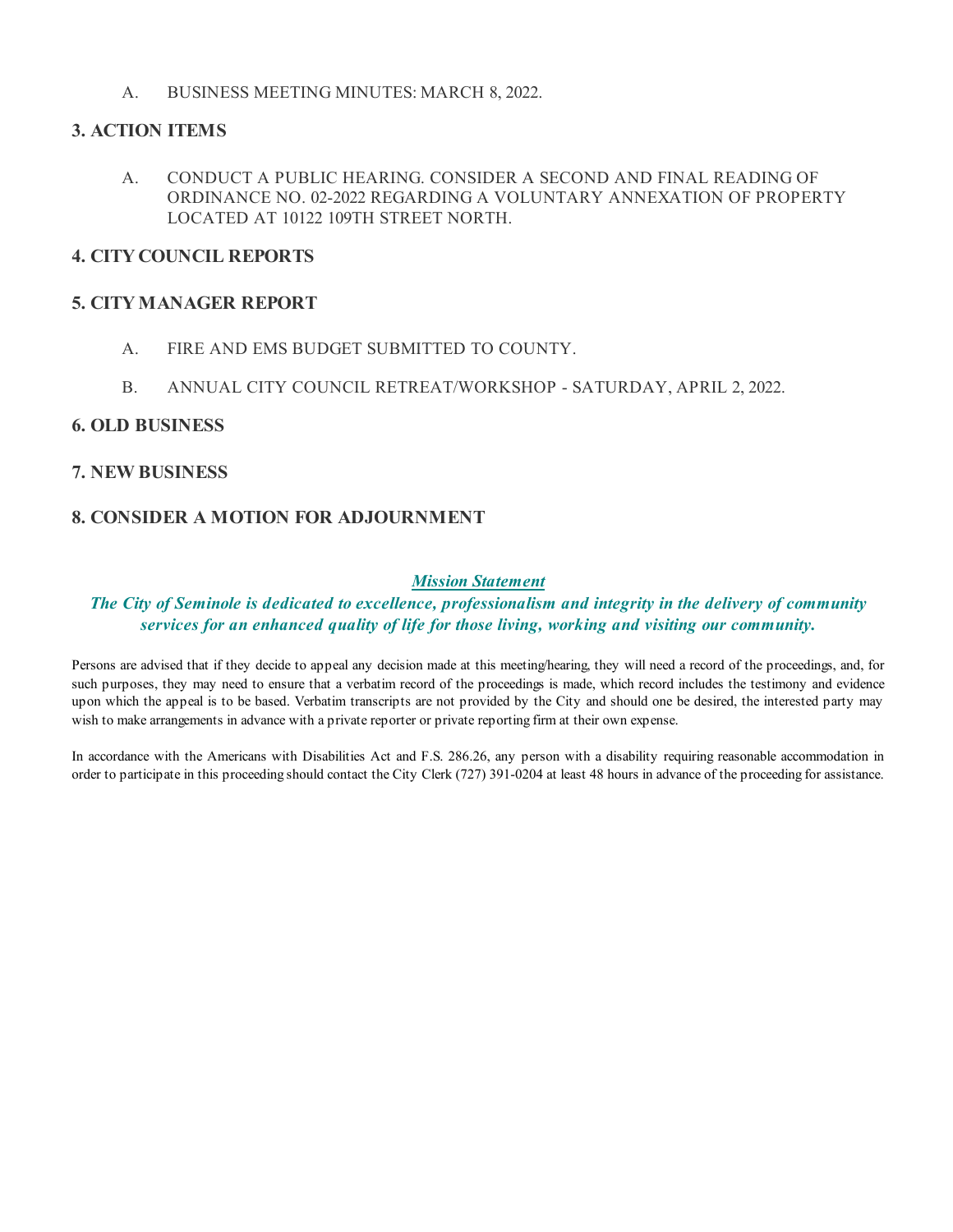A. BUSINESS MEETING MINUTES: MARCH 8, 2022.

## 3. ACTION ITEMS

A. CONDUCT A PUBLIC HEARING. CONSIDER A SECOND AND FINAL READING OF ORDINANCE NO. 02-2022 REGARDING A VOLUNTARY ANNEXATION OF PROPERTY LOCATED AT 10122 109TH STREET NORTH.

## 4. CITY COUNCIL REPORTS

## 5. CITY MANAGER REPORT

A. FIRE AND EMS BUDGET SUBMITTED TO COUNTY.

B. ANNUAL CITY COUNCIL RETREAT/WORKSHOP - SATURDAY, APRIL 2, 2022.

## 6. OLD BUSINESS

## 7. NEW BUSINESS

## 8. CONSIDER A MOTION FOR ADJOURNMENT

***Mission Statement***

***The City of Seminole is dedicated to excellence, professionalism and integrity in the delivery of community services for an enhanced quality of life for those living, working and visiting our community.***

Persons are advised that if they decide to appeal any decision made at this meeting/hearing, they will need a record of the proceedings, and, for such purposes, they may need to ensure that a verbatim record of the proceedings is made, which record includes the testimony and evidence upon which the appeal is to be based. Verbatim transcripts are not provided by the City and should one be desired, the interested party may wish to make arrangements in advance with a private reporter or private reporting firm at their own expense.

In accordance with the Americans with Disabilities Act and F.S. 286.26, any person with a disability requiring reasonable accommodation in order to participate in this proceeding should contact the City Clerk (727) 391-0204 at least 48 hours in advance of the proceeding for assistance.